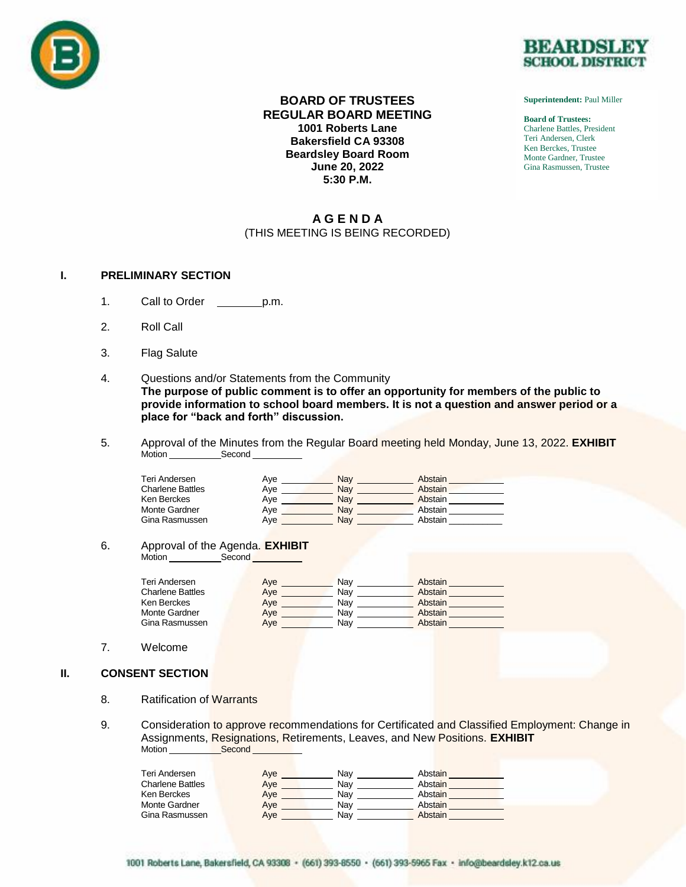**BEARDSLEY SCHOOL DISTRICT**

**Superintendent:** Paul Miller

**Board of Trustees:**
Charlene Battles, President
Teri Andersen, Clerk
Ken Berckes, Trustee
Monte Gardner, Trustee
Gina Rasmussen, Trustee

# BOARD OF TRUSTEES
# REGULAR BOARD MEETING

**1001 Roberts Lane**
**Bakersfield CA 93308**
**Beardsley Board Room**
**June 20, 2022**
**5:30 P.M.**

## A G E N D A

(THIS MEETING IS BEING RECORDED)

## I. PRELIMINARY SECTION

1. Call to Order ________p.m.

2. Roll Call

3. Flag Salute

4. Questions and/or Statements from the Community
**The purpose of public comment is to offer an opportunity for members of the public to provide information to school board members. It is not a question and answer period or a place for "back and forth" discussion.**

5. Approval of the Minutes from the Regular Board meeting held Monday, June 13, 2022. **EXHIBIT**
Motion __________Second _________

| | Aye | Nay | Abstain |
|---|---|---|---|
| Teri Andersen | | | |
| Charlene Battles | | | |
| Ken Berckes | | | |
| Monte Gardner | | | |
| Gina Rasmussen | | | |

6. Approval of the Agenda. **EXHIBIT**
Motion __________Second _________

| | Aye | Nay | Abstain |
|---|---|---|---|
| Teri Andersen | | | |
| Charlene Battles | | | |
| Ken Berckes | | | |
| Monte Gardner | | | |
| Gina Rasmussen | | | |

7. Welcome

## II. CONSENT SECTION

8. Ratification of Warrants

9. Consideration to approve recommendations for Certificated and Classified Employment: Change in Assignments, Resignations, Retirements, Leaves, and New Positions. **EXHIBIT**
Motion __________Second _________

| | Aye | Nay | Abstain |
|---|---|---|---|
| Teri Andersen | | | |
| Charlene Battles | | | |
| Ken Berckes | | | |
| Monte Gardner | | | |
| Gina Rasmussen | | | |

1001 Roberts Lane, Bakersfield, CA 93308 • (661) 393-8550 • (661) 393-5965 Fax • info@beardsley.k12.ca.us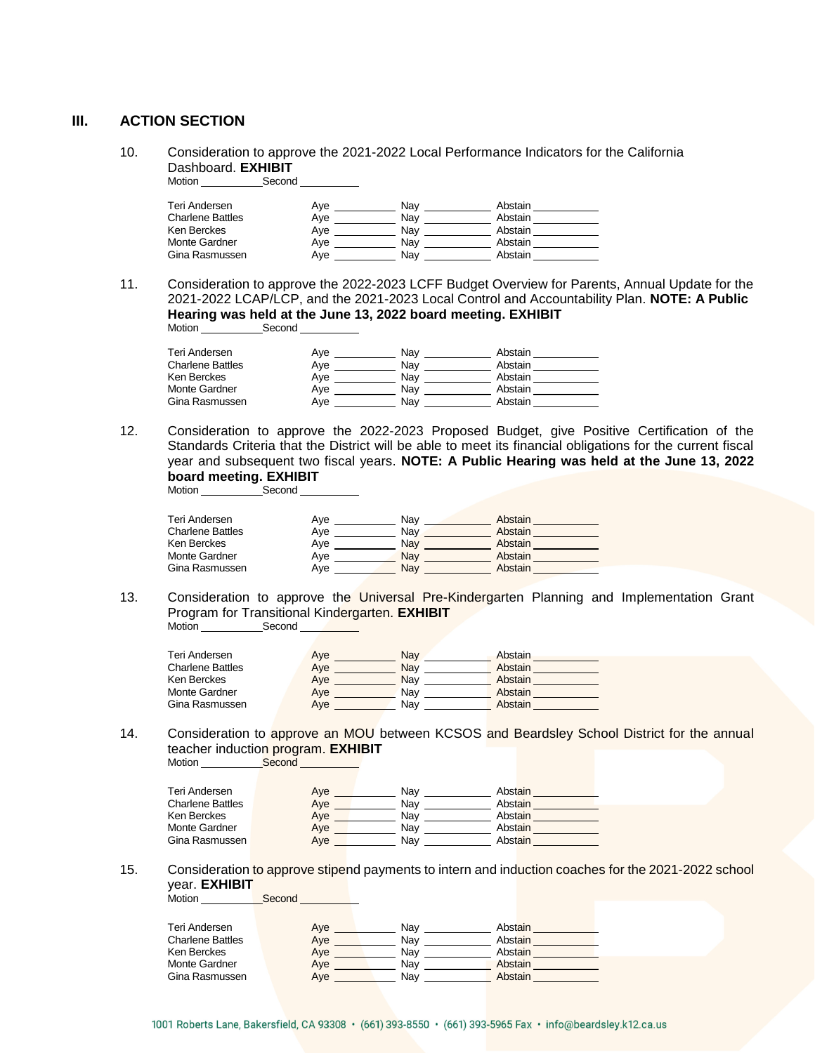## III. ACTION SECTION

10. Consideration to approve the 2021-2022 Local Performance Indicators for the California Dashboard. **EXHIBIT**

Motion __________ Second __________

| | | | |
|---|---|---|---|
| Teri Andersen | Aye __________ | Nay __________ | Abstain __________ |
| Charlene Battles | Aye __________ | Nay __________ | Abstain __________ |
| Ken Berckes | Aye __________ | Nay __________ | Abstain __________ |
| Monte Gardner | Aye __________ | Nay __________ | Abstain __________ |
| Gina Rasmussen | Aye __________ | Nay __________ | Abstain __________ |

11. Consideration to approve the 2022-2023 LCFF Budget Overview for Parents, Annual Update for the 2021-2022 LCAP/LCP, and the 2021-2023 Local Control and Accountability Plan. **NOTE: A Public Hearing was held at the June 13, 2022 board meeting. EXHIBIT**

Motion __________ Second __________

| | | | |
|---|---|---|---|
| Teri Andersen | Aye __________ | Nay __________ | Abstain __________ |
| Charlene Battles | Aye __________ | Nay __________ | Abstain __________ |
| Ken Berckes | Aye __________ | Nay __________ | Abstain __________ |
| Monte Gardner | Aye __________ | Nay __________ | Abstain __________ |
| Gina Rasmussen | Aye __________ | Nay __________ | Abstain __________ |

12. Consideration to approve the 2022-2023 Proposed Budget, give Positive Certification of the Standards Criteria that the District will be able to meet its financial obligations for the current fiscal year and subsequent two fiscal years. **NOTE: A Public Hearing was held at the June 13, 2022 board meeting. EXHIBIT**

Motion __________ Second __________

| | | | |
|---|---|---|---|
| Teri Andersen | Aye __________ | Nay __________ | Abstain __________ |
| Charlene Battles | Aye __________ | Nay __________ | Abstain __________ |
| Ken Berckes | Aye __________ | Nay __________ | Abstain __________ |
| Monte Gardner | Aye __________ | Nay __________ | Abstain __________ |
| Gina Rasmussen | Aye __________ | Nay __________ | Abstain __________ |

13. Consideration to approve the Universal Pre-Kindergarten Planning and Implementation Grant Program for Transitional Kindergarten. **EXHIBIT**

Motion __________ Second __________

| | | | |
|---|---|---|---|
| Teri Andersen | Aye __________ | Nay __________ | Abstain __________ |
| Charlene Battles | Aye __________ | Nay __________ | Abstain __________ |
| Ken Berckes | Aye __________ | Nay __________ | Abstain __________ |
| Monte Gardner | Aye __________ | Nay __________ | Abstain __________ |
| Gina Rasmussen | Aye __________ | Nay __________ | Abstain __________ |

14. Consideration to approve an MOU between KCSOS and Beardsley School District for the annual teacher induction program. **EXHIBIT**

Motion __________ Second __________

| | | | |
|---|---|---|---|
| Teri Andersen | Aye __________ | Nay __________ | Abstain __________ |
| Charlene Battles | Aye __________ | Nay __________ | Abstain __________ |
| Ken Berckes | Aye __________ | Nay __________ | Abstain __________ |
| Monte Gardner | Aye __________ | Nay __________ | Abstain __________ |
| Gina Rasmussen | Aye __________ | Nay __________ | Abstain __________ |

15. Consideration to approve stipend payments to intern and induction coaches for the 2021-2022 school year. **EXHIBIT**

Motion __________ Second __________

| | | | |
|---|---|---|---|
| Teri Andersen | Aye __________ | Nay __________ | Abstain __________ |
| Charlene Battles | Aye __________ | Nay __________ | Abstain __________ |
| Ken Berckes | Aye __________ | Nay __________ | Abstain __________ |
| Monte Gardner | Aye __________ | Nay __________ | Abstain __________ |
| Gina Rasmussen | Aye __________ | Nay __________ | Abstain __________ |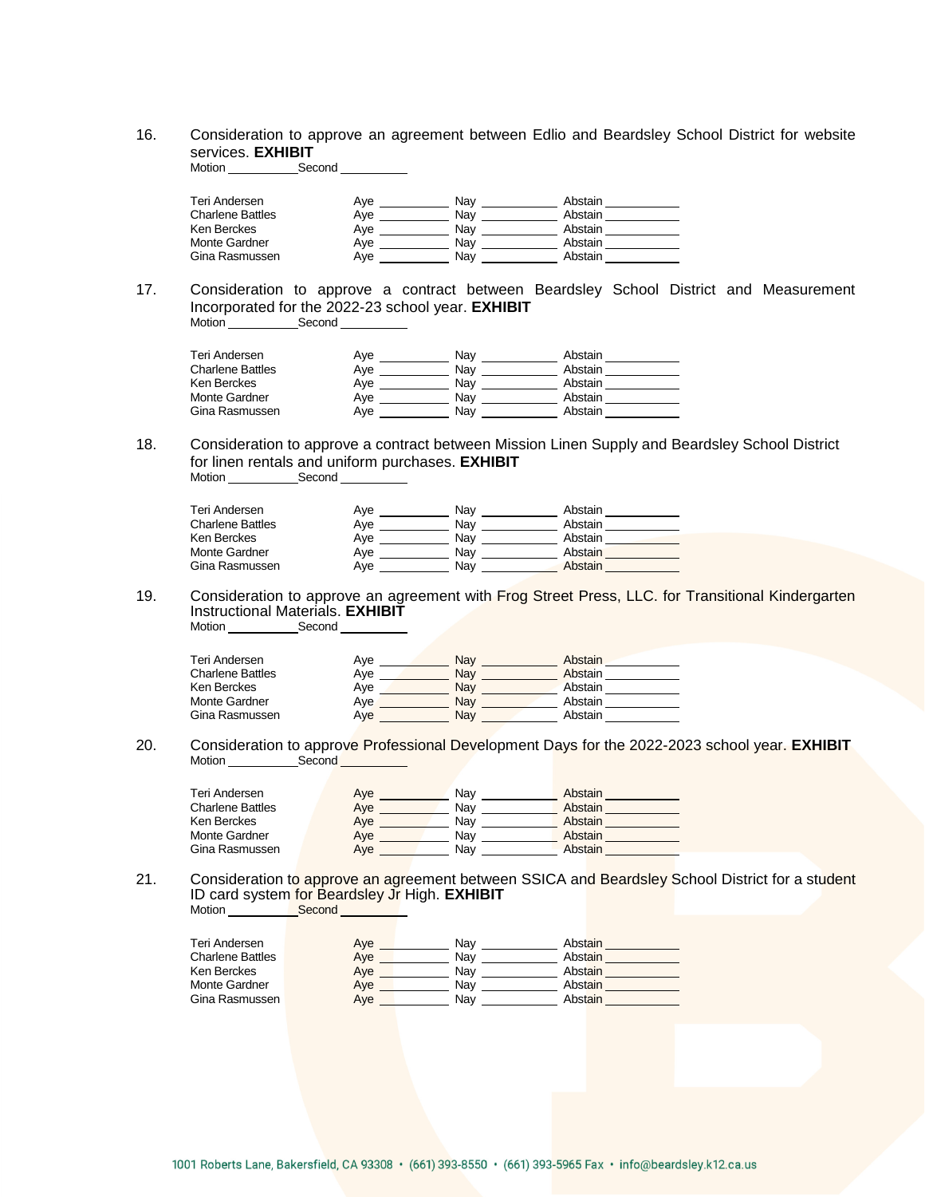16. Consideration to approve an agreement between Edlio and Beardsley School District for website services. **EXHIBIT**

Motion __________ Second __________

| | | | |
|---|---|---|---|
| Teri Andersen | Aye __________ | Nay __________ | Abstain __________ |
| Charlene Battles | Aye __________ | Nay __________ | Abstain __________ |
| Ken Berckes | Aye __________ | Nay __________ | Abstain __________ |
| Monte Gardner | Aye __________ | Nay __________ | Abstain __________ |
| Gina Rasmussen | Aye __________ | Nay __________ | Abstain __________ |

17. Consideration to approve a contract between Beardsley School District and Measurement Incorporated for the 2022-23 school year. **EXHIBIT**

Motion __________ Second __________

| | | | |
|---|---|---|---|
| Teri Andersen | Aye __________ | Nay __________ | Abstain __________ |
| Charlene Battles | Aye __________ | Nay __________ | Abstain __________ |
| Ken Berckes | Aye __________ | Nay __________ | Abstain __________ |
| Monte Gardner | Aye __________ | Nay __________ | Abstain __________ |
| Gina Rasmussen | Aye __________ | Nay __________ | Abstain __________ |

18. Consideration to approve a contract between Mission Linen Supply and Beardsley School District for linen rentals and uniform purchases. **EXHIBIT**

Motion __________ Second __________

| | | | |
|---|---|---|---|
| Teri Andersen | Aye __________ | Nay __________ | Abstain __________ |
| Charlene Battles | Aye __________ | Nay __________ | Abstain __________ |
| Ken Berckes | Aye __________ | Nay __________ | Abstain __________ |
| Monte Gardner | Aye __________ | Nay __________ | Abstain __________ |
| Gina Rasmussen | Aye __________ | Nay __________ | Abstain __________ |

19. Consideration to approve an agreement with Frog Street Press, LLC. for Transitional Kindergarten Instructional Materials. **EXHIBIT**

Motion __________ Second __________

| | | | |
|---|---|---|---|
| Teri Andersen | Aye __________ | Nay __________ | Abstain __________ |
| Charlene Battles | Aye __________ | Nay __________ | Abstain __________ |
| Ken Berckes | Aye __________ | Nay __________ | Abstain __________ |
| Monte Gardner | Aye __________ | Nay __________ | Abstain __________ |
| Gina Rasmussen | Aye __________ | Nay __________ | Abstain __________ |

20. Consideration to approve Professional Development Days for the 2022-2023 school year. **EXHIBIT**

Motion __________ Second __________

| | | | |
|---|---|---|---|
| Teri Andersen | Aye __________ | Nay __________ | Abstain __________ |
| Charlene Battles | Aye __________ | Nay __________ | Abstain __________ |
| Ken Berckes | Aye __________ | Nay __________ | Abstain __________ |
| Monte Gardner | Aye __________ | Nay __________ | Abstain __________ |
| Gina Rasmussen | Aye __________ | Nay __________ | Abstain __________ |

21. Consideration to approve an agreement between SSICA and Beardsley School District for a student ID card system for Beardsley Jr High. **EXHIBIT**

Motion __________ Second __________

| | | | |
|---|---|---|---|
| Teri Andersen | Aye __________ | Nay __________ | Abstain __________ |
| Charlene Battles | Aye __________ | Nay __________ | Abstain __________ |
| Ken Berckes | Aye __________ | Nay __________ | Abstain __________ |
| Monte Gardner | Aye __________ | Nay __________ | Abstain __________ |
| Gina Rasmussen | Aye __________ | Nay __________ | Abstain __________ |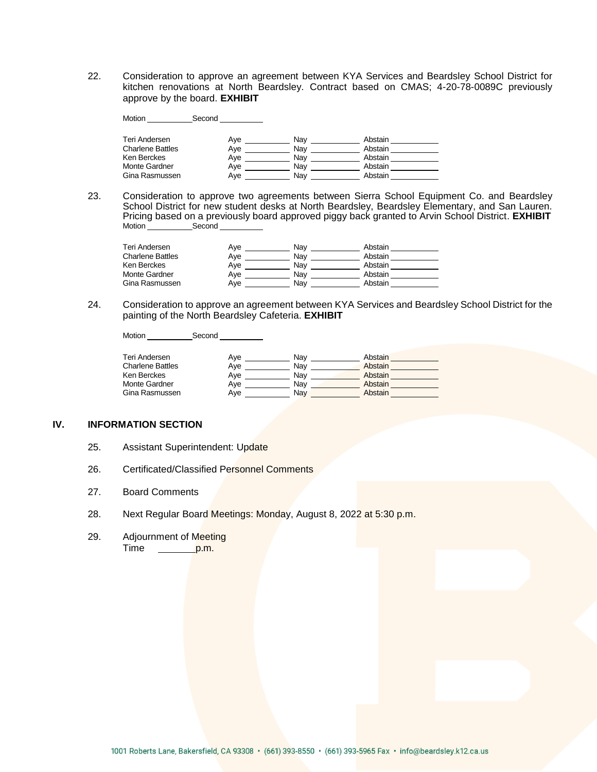22. Consideration to approve an agreement between KYA Services and Beardsley School District for kitchen renovations at North Beardsley. Contract based on CMAS; 4-20-78-0089C previously approve by the board. **EXHIBIT**

Motion __________ Second __________

| | | | |
|---|---|---|---|
| Teri Andersen | Aye __________ | Nay __________ | Abstain __________ |
| Charlene Battles | Aye __________ | Nay __________ | Abstain __________ |
| Ken Berckes | Aye __________ | Nay __________ | Abstain __________ |
| Monte Gardner | Aye __________ | Nay __________ | Abstain __________ |
| Gina Rasmussen | Aye __________ | Nay __________ | Abstain __________ |

23. Consideration to approve two agreements between Sierra School Equipment Co. and Beardsley School District for new student desks at North Beardsley, Beardsley Elementary, and San Lauren. Pricing based on a previously board approved piggy back granted to Arvin School District. **EXHIBIT**

Motion __________ Second __________

| | | | |
|---|---|---|---|
| Teri Andersen | Aye __________ | Nay __________ | Abstain __________ |
| Charlene Battles | Aye __________ | Nay __________ | Abstain __________ |
| Ken Berckes | Aye __________ | Nay __________ | Abstain __________ |
| Monte Gardner | Aye __________ | Nay __________ | Abstain __________ |
| Gina Rasmussen | Aye __________ | Nay __________ | Abstain __________ |

24. Consideration to approve an agreement between KYA Services and Beardsley School District for the painting of the North Beardsley Cafeteria. **EXHIBIT**

Motion __________ Second __________

| | | | |
|---|---|---|---|
| Teri Andersen | Aye __________ | Nay __________ | Abstain __________ |
| Charlene Battles | Aye __________ | Nay __________ | Abstain __________ |
| Ken Berckes | Aye __________ | Nay __________ | Abstain __________ |
| Monte Gardner | Aye __________ | Nay __________ | Abstain __________ |
| Gina Rasmussen | Aye __________ | Nay __________ | Abstain __________ |

## IV. INFORMATION SECTION

25. Assistant Superintendent: Update

26. Certificated/Classified Personnel Comments

27. Board Comments

28. Next Regular Board Meetings: Monday, August 8, 2022 at 5:30 p.m.

29. Adjournment of Meeting
    Time ________p.m.

1001 Roberts Lane, Bakersfield, CA 93308 • (661) 393-8550 • (661) 393-5965 Fax • info@beardsley.k12.ca.us